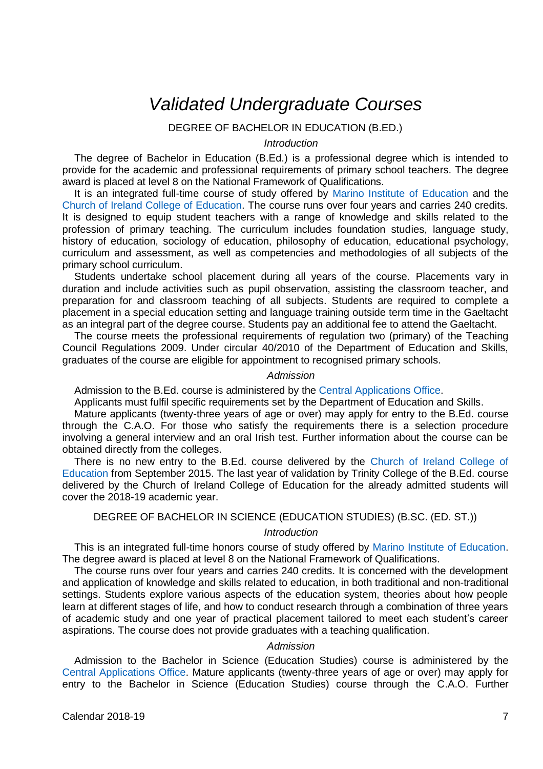# *Validated Undergraduate Courses*

## DEGREE OF BACHELOR IN EDUCATION (B.ED.)

### *Introduction*

The degree of Bachelor in Education (B.Ed.) is a professional degree which is intended to provide for the academic and professional requirements of primary school teachers. The degree award is placed at level 8 on the National Framework of Qualifications.

It is an integrated full-time course of study offered by Marino Institute of Education and the Church of Ireland College of Education. The course runs over four years and carries 240 credits. It is designed to equip student teachers with a range of knowledge and skills related to the profession of primary teaching. The curriculum includes foundation studies, language study, history of education, sociology of education, philosophy of education, educational psychology, curriculum and assessment, as well as competencies and methodologies of all subjects of the primary school curriculum.

Students undertake school placement during all years of the course. Placements vary in duration and include activities such as pupil observation, assisting the classroom teacher, and preparation for and classroom teaching of all subjects. Students are required to complete a placement in a special education setting and language training outside term time in the Gaeltacht as an integral part of the degree course. Students pay an additional fee to attend the Gaeltacht.

The course meets the professional requirements of regulation two (primary) of the Teaching Council Regulations 2009. Under circular 40/2010 of the Department of Education and Skills, graduates of the course are eligible for appointment to recognised primary schools.

### *Admission*

Admission to the B.Ed. course is administered by the Central Applications Office.

Applicants must fulfil specific requirements set by the Department of Education and Skills.

Mature applicants (twenty-three years of age or over) may apply for entry to the B.Ed. course through the C.A.O. For those who satisfy the requirements there is a selection procedure involving a general interview and an oral Irish test. Further information about the course can be obtained directly from the colleges.

There is no new entry to the B.Ed. course delivered by the Church of Ireland College of Education from September 2015. The last year of validation by Trinity College of the B.Ed. course delivered by the Church of Ireland College of Education for the already admitted students will cover the 2018-19 academic year.

## DEGREE OF BACHELOR IN SCIENCE (EDUCATION STUDIES) (B.SC. (ED. ST.))

### *Introduction*

This is an integrated full-time honors course of study offered by Marino Institute of Education. The degree award is placed at level 8 on the National Framework of Qualifications.

The course runs over four years and carries 240 credits. It is concerned with the development and application of knowledge and skills related to education, in both traditional and non-traditional settings. Students explore various aspects of the education system, theories about how people learn at different stages of life, and how to conduct research through a combination of three years of academic study and one year of practical placement tailored to meet each student's career aspirations. The course does not provide graduates with a teaching qualification.

### *Admission*

Admission to the Bachelor in Science (Education Studies) course is administered by the Central Applications Office. Mature applicants (twenty-three years of age or over) may apply for entry to the Bachelor in Science (Education Studies) course through the C.A.O. Further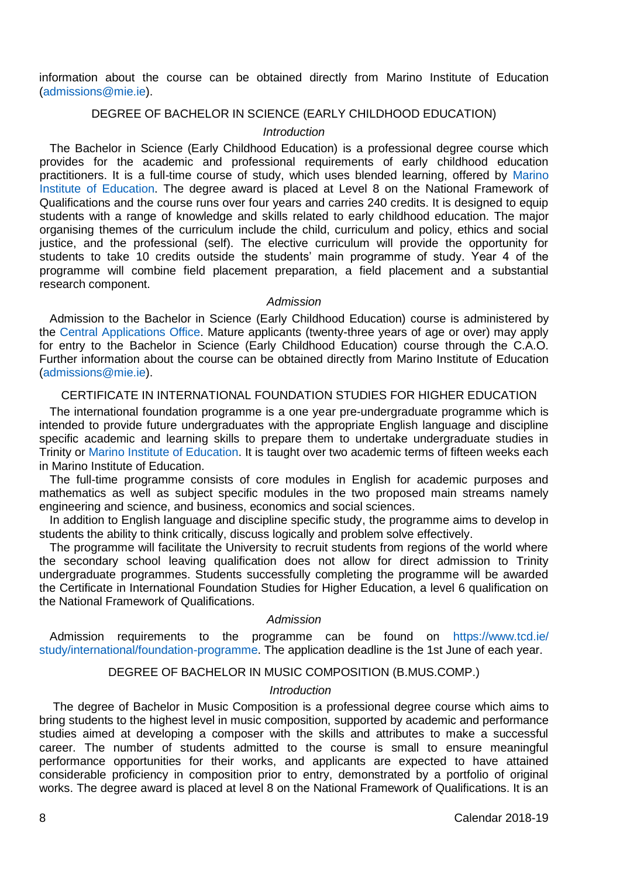information about the course can be obtained directly from Marino Institute of Education (admissions@mie.ie).

## DEGREE OF BACHELOR IN SCIENCE (EARLY CHILDHOOD EDUCATION)

### *Introduction*

The Bachelor in Science (Early Childhood Education) is a professional degree course which provides for the academic and professional requirements of early childhood education practitioners. It is a full-time course of study, which uses blended learning, offered by Marino Institute of Education. The degree award is placed at Level 8 on the National Framework of Qualifications and the course runs over four years and carries 240 credits. It is designed to equip students with a range of knowledge and skills related to early childhood education. The major organising themes of the curriculum include the child, curriculum and policy, ethics and social justice, and the professional (self). The elective curriculum will provide the opportunity for students to take 10 credits outside the students' main programme of study. Year 4 of the programme will combine field placement preparation, a field placement and a substantial research component.

### *Admission*

Admission to the Bachelor in Science (Early Childhood Education) course is administered by the Central Applications Office. Mature applicants (twenty-three years of age or over) may apply for entry to the Bachelor in Science (Early Childhood Education) course through the C.A.O. Further information about the course can be obtained directly from Marino Institute of Education (admissions@mie.ie).

## CERTIFICATE IN INTERNATIONAL FOUNDATION STUDIES FOR HIGHER EDUCATION

The international foundation programme is a one year pre-undergraduate programme which is intended to provide future undergraduates with the appropriate English language and discipline specific academic and learning skills to prepare them to undertake undergraduate studies in Trinity or Marino Institute of Education. It is taught over two academic terms of fifteen weeks each in Marino Institute of Education.

The full-time programme consists of core modules in English for academic purposes and mathematics as well as subject specific modules in the two proposed main streams namely engineering and science, and business, economics and social sciences.

In addition to English language and discipline specific study, the programme aims to develop in students the ability to think critically, discuss logically and problem solve effectively.

The programme will facilitate the University to recruit students from regions of the world where the secondary school leaving qualification does not allow for direct admission to Trinity undergraduate programmes. Students successfully completing the programme will be awarded the Certificate in International Foundation Studies for Higher Education, a level 6 qualification on the National Framework of Qualifications.

### *Admission*

Admission requirements to the programme can be found on https://www.tcd.ie/study/international/foundation-programme. The application deadline is the 1st June of each year.

## DEGREE OF BACHELOR IN MUSIC COMPOSITION (B.MUS.COMP.)

### *Introduction*

The degree of Bachelor in Music Composition is a professional degree course which aims to bring students to the highest level in music composition, supported by academic and performance studies aimed at developing a composer with the skills and attributes to make a successful career. The number of students admitted to the course is small to ensure meaningful performance opportunities for their works, and applicants are expected to have attained considerable proficiency in composition prior to entry, demonstrated by a portfolio of original works. The degree award is placed at level 8 on the National Framework of Qualifications. It is an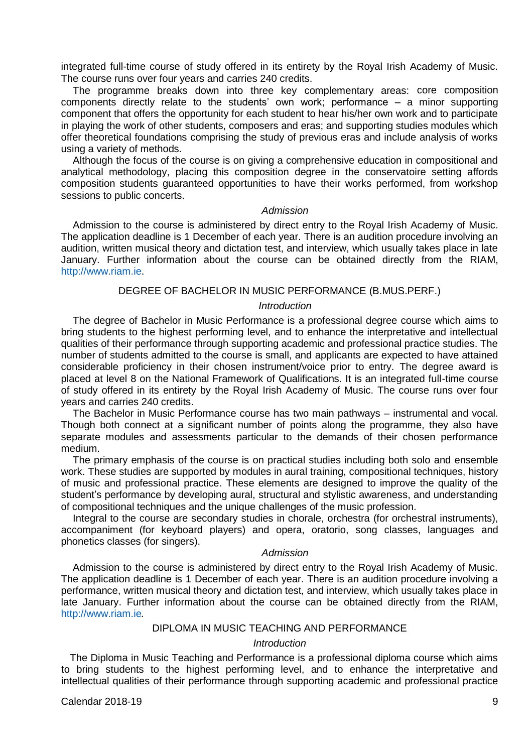integrated full-time course of study offered in its entirety by the Royal Irish Academy of Music. The course runs over four years and carries 240 credits.

The programme breaks down into three key complementary areas: core composition components directly relate to the students' own work; performance – a minor supporting component that offers the opportunity for each student to hear his/her own work and to participate in playing the work of other students, composers and eras; and supporting studies modules which offer theoretical foundations comprising the study of previous eras and include analysis of works using a variety of methods.

Although the focus of the course is on giving a comprehensive education in compositional and analytical methodology, placing this composition degree in the conservatoire setting affords composition students guaranteed opportunities to have their works performed, from workshop sessions to public concerts.

### *Admission*

Admission to the course is administered by direct entry to the Royal Irish Academy of Music. The application deadline is 1 December of each year. There is an audition procedure involving an audition, written musical theory and dictation test, and interview, which usually takes place in late January. Further information about the course can be obtained directly from the RIAM, http://www.riam.ie.

## DEGREE OF BACHELOR IN MUSIC PERFORMANCE (B.MUS.PERF.)

### *Introduction*

The degree of Bachelor in Music Performance is a professional degree course which aims to bring students to the highest performing level, and to enhance the interpretative and intellectual qualities of their performance through supporting academic and professional practice studies. The number of students admitted to the course is small, and applicants are expected to have attained considerable proficiency in their chosen instrument/voice prior to entry. The degree award is placed at level 8 on the National Framework of Qualifications. It is an integrated full-time course of study offered in its entirety by the Royal Irish Academy of Music. The course runs over four years and carries 240 credits.

The Bachelor in Music Performance course has two main pathways – instrumental and vocal. Though both connect at a significant number of points along the programme, they also have separate modules and assessments particular to the demands of their chosen performance medium.

The primary emphasis of the course is on practical studies including both solo and ensemble work. These studies are supported by modules in aural training, compositional techniques, history of music and professional practice. These elements are designed to improve the quality of the student's performance by developing aural, structural and stylistic awareness, and understanding of compositional techniques and the unique challenges of the music profession.

Integral to the course are secondary studies in chorale, orchestra (for orchestral instruments), accompaniment (for keyboard players) and opera, oratorio, song classes, languages and phonetics classes (for singers).

### *Admission*

Admission to the course is administered by direct entry to the Royal Irish Academy of Music. The application deadline is 1 December of each year. There is an audition procedure involving a performance, written musical theory and dictation test, and interview, which usually takes place in late January. Further information about the course can be obtained directly from the RIAM, http://www.riam.ie*.*

## DIPLOMA IN MUSIC TEACHING AND PERFORMANCE

### *Introduction*

The Diploma in Music Teaching and Performance is a professional diploma course which aims to bring students to the highest performing level, and to enhance the interpretative and intellectual qualities of their performance through supporting academic and professional practice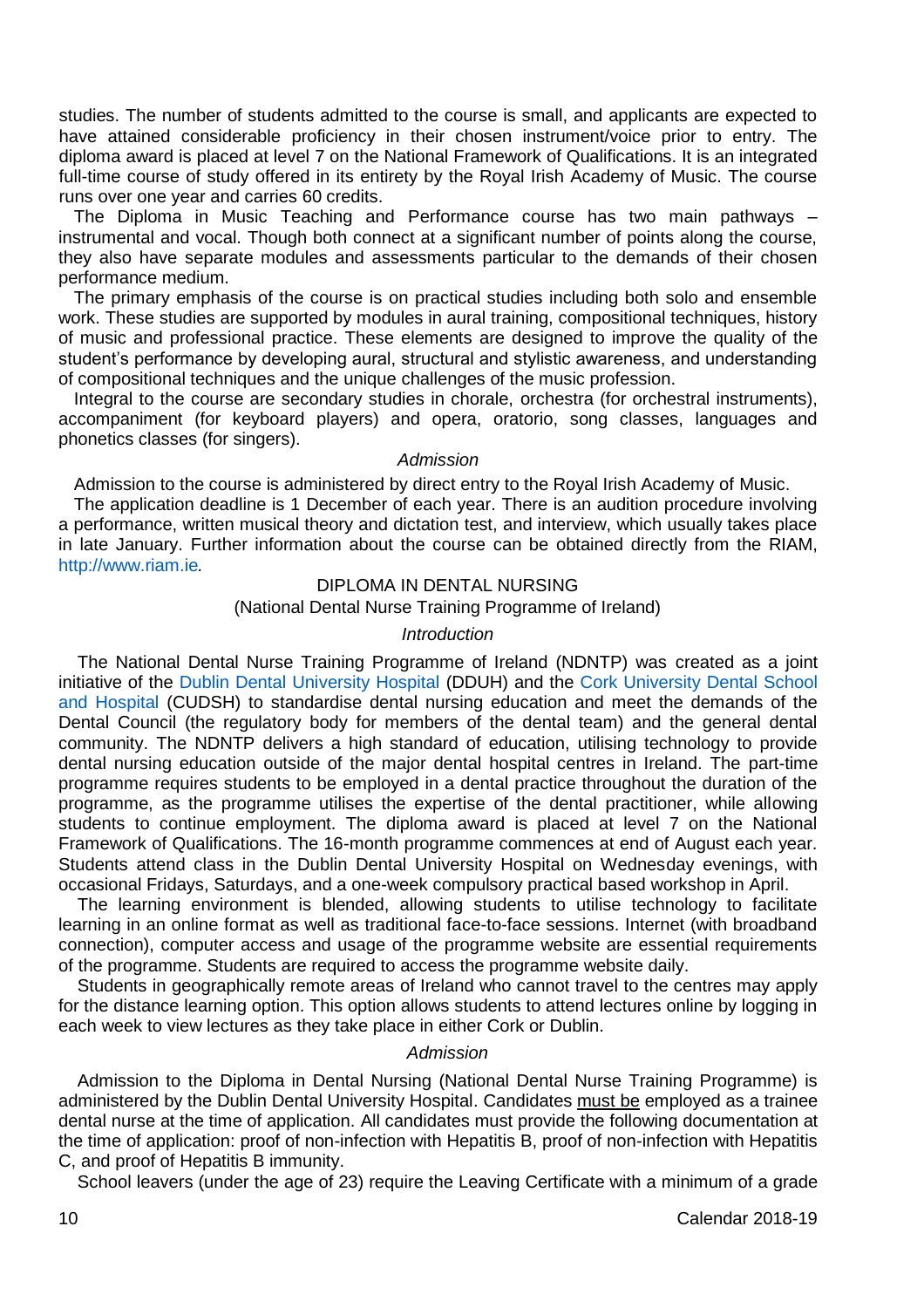studies. The number of students admitted to the course is small, and applicants are expected to have attained considerable proficiency in their chosen instrument/voice prior to entry. The diploma award is placed at level 7 on the National Framework of Qualifications. It is an integrated full-time course of study offered in its entirety by the Royal Irish Academy of Music. The course runs over one year and carries 60 credits.

The Diploma in Music Teaching and Performance course has two main pathways – instrumental and vocal. Though both connect at a significant number of points along the course, they also have separate modules and assessments particular to the demands of their chosen performance medium.

The primary emphasis of the course is on practical studies including both solo and ensemble work. These studies are supported by modules in aural training, compositional techniques, history of music and professional practice. These elements are designed to improve the quality of the student's performance by developing aural, structural and stylistic awareness, and understanding of compositional techniques and the unique challenges of the music profession.

Integral to the course are secondary studies in chorale, orchestra (for orchestral instruments), accompaniment (for keyboard players) and opera, oratorio, song classes, languages and phonetics classes (for singers).

*Admission*

Admission to the course is administered by direct entry to the Royal Irish Academy of Music.

The application deadline is 1 December of each year. There is an audition procedure involving a performance, written musical theory and dictation test, and interview, which usually takes place in late January. Further information about the course can be obtained directly from the RIAM, http://www.riam.ie.

## DIPLOMA IN DENTAL NURSING
### (National Dental Nurse Training Programme of Ireland)

*Introduction*

The National Dental Nurse Training Programme of Ireland (NDNTP) was created as a joint initiative of the Dublin Dental University Hospital (DDUH) and the Cork University Dental School and Hospital (CUDSH) to standardise dental nursing education and meet the demands of the Dental Council (the regulatory body for members of the dental team) and the general dental community. The NDNTP delivers a high standard of education, utilising technology to provide dental nursing education outside of the major dental hospital centres in Ireland. The part-time programme requires students to be employed in a dental practice throughout the duration of the programme, as the programme utilises the expertise of the dental practitioner, while allowing students to continue employment. The diploma award is placed at level 7 on the National Framework of Qualifications. The 16-month programme commences at end of August each year. Students attend class in the Dublin Dental University Hospital on Wednesday evenings, with occasional Fridays, Saturdays, and a one-week compulsory practical based workshop in April.

The learning environment is blended, allowing students to utilise technology to facilitate learning in an online format as well as traditional face-to-face sessions. Internet (with broadband connection), computer access and usage of the programme website are essential requirements of the programme. Students are required to access the programme website daily.

Students in geographically remote areas of Ireland who cannot travel to the centres may apply for the distance learning option. This option allows students to attend lectures online by logging in each week to view lectures as they take place in either Cork or Dublin.

*Admission*

Admission to the Diploma in Dental Nursing (National Dental Nurse Training Programme) is administered by the Dublin Dental University Hospital. Candidates must be employed as a trainee dental nurse at the time of application. All candidates must provide the following documentation at the time of application: proof of non-infection with Hepatitis B, proof of non-infection with Hepatitis C, and proof of Hepatitis B immunity.

School leavers (under the age of 23) require the Leaving Certificate with a minimum of a grade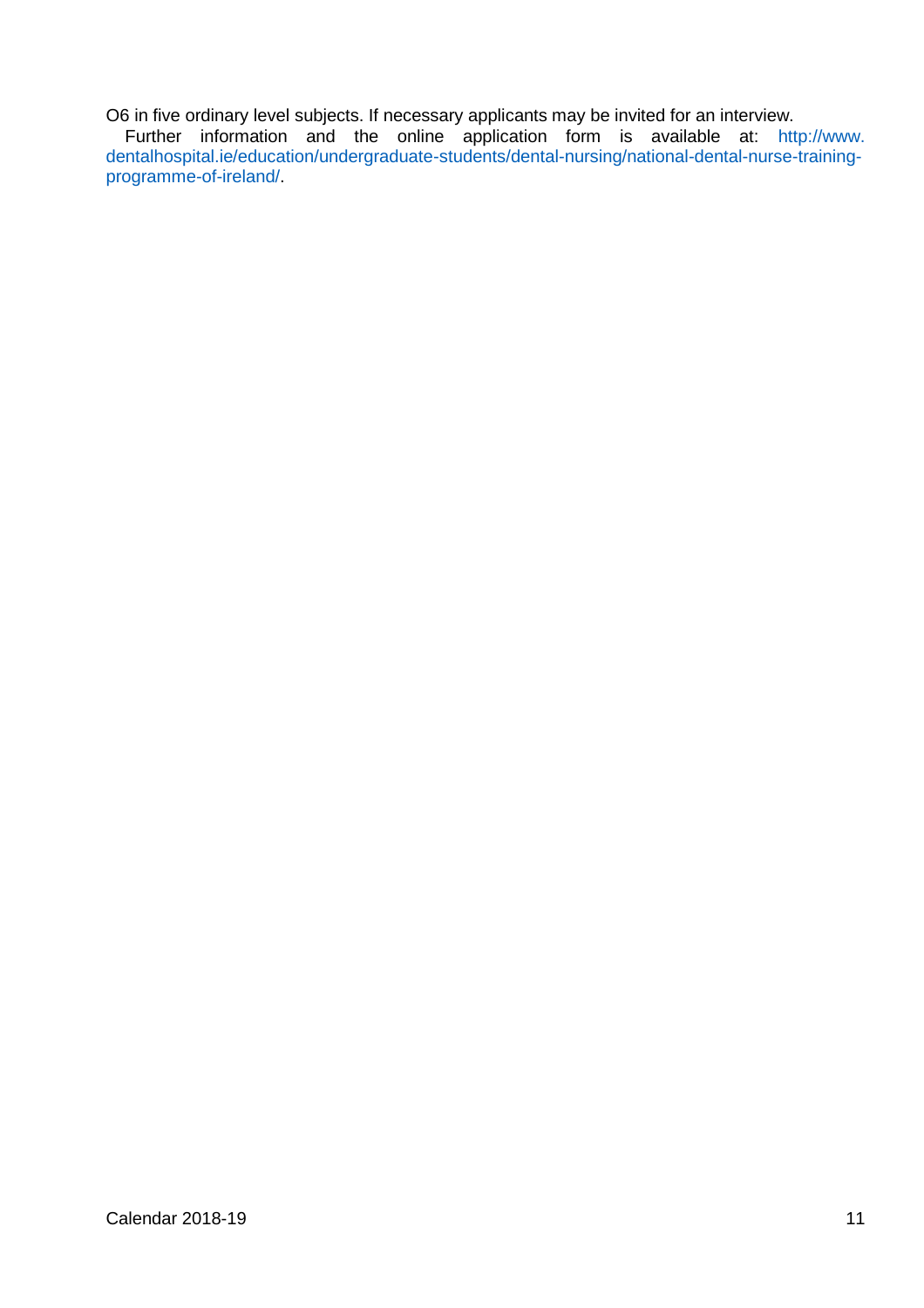O6 in five ordinary level subjects. If necessary applicants may be invited for an interview.

Further information and the online application form is available at: http://www.dentalhospital.ie/education/undergraduate-students/dental-nursing/national-dental-nurse-training-programme-of-ireland/.